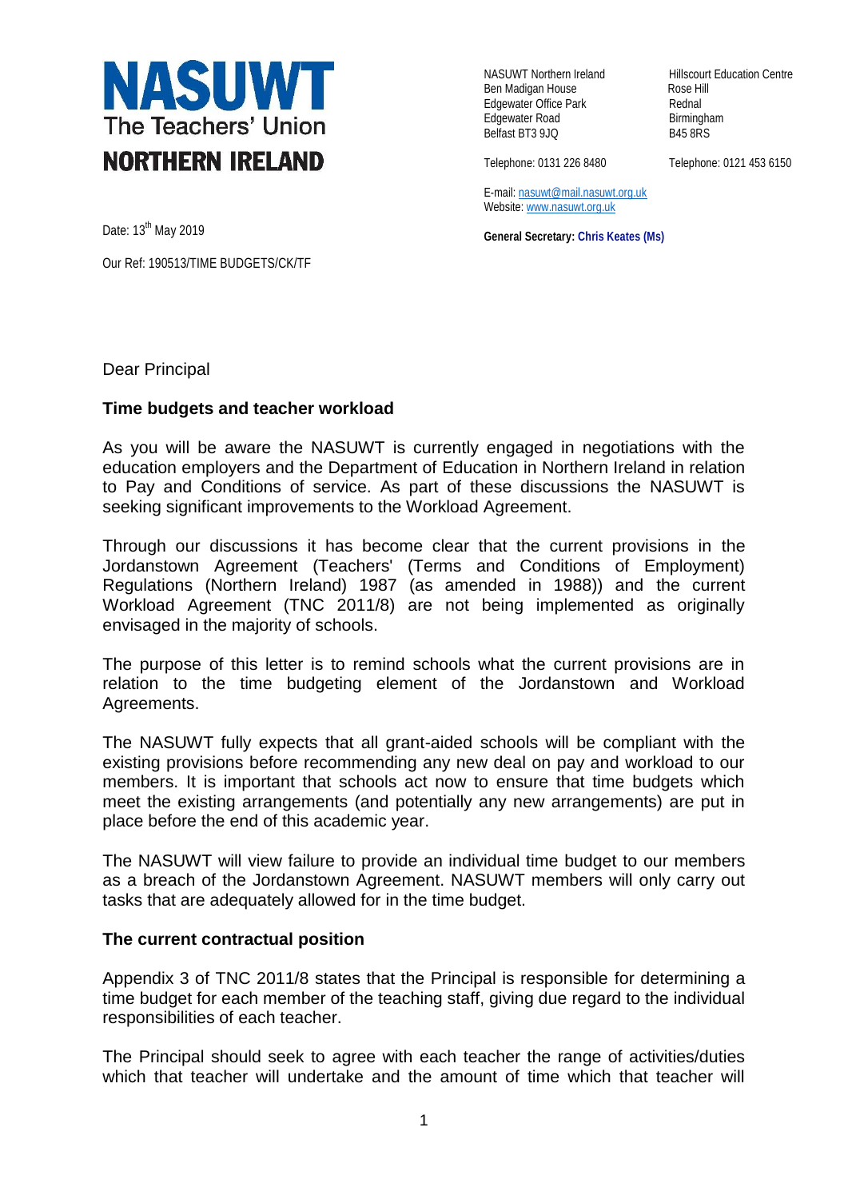**NASUWT**
The Teachers' Union
**NORTHERN IRELAND**

NASUWT Northern Ireland
Ben Madigan House
Edgewater Office Park
Edgewater Road
Belfast BT3 9JQ

Telephone: 0131 226 8480

Hillscourt Education Centre
Rose Hill
Rednal
Birmingham
B45 8RS

Telephone: 0121 453 6150

E-mail: nasuwt@mail.nasuwt.org.uk
Website: www.nasuwt.org.uk

**General Secretary: Chris Keates (Ms)**

Date: 13th May 2019

Our Ref: 190513/TIME BUDGETS/CK/TF

Dear Principal

**Time budgets and teacher workload**

As you will be aware the NASUWT is currently engaged in negotiations with the education employers and the Department of Education in Northern Ireland in relation to Pay and Conditions of service. As part of these discussions the NASUWT is seeking significant improvements to the Workload Agreement.

Through our discussions it has become clear that the current provisions in the Jordanstown Agreement (Teachers' (Terms and Conditions of Employment) Regulations (Northern Ireland) 1987 (as amended in 1988)) and the current Workload Agreement (TNC 2011/8) are not being implemented as originally envisaged in the majority of schools.

The purpose of this letter is to remind schools what the current provisions are in relation to the time budgeting element of the Jordanstown and Workload Agreements.

The NASUWT fully expects that all grant-aided schools will be compliant with the existing provisions before recommending any new deal on pay and workload to our members. It is important that schools act now to ensure that time budgets which meet the existing arrangements (and potentially any new arrangements) are put in place before the end of this academic year.

The NASUWT will view failure to provide an individual time budget to our members as a breach of the Jordanstown Agreement. NASUWT members will only carry out tasks that are adequately allowed for in the time budget.

**The current contractual position**

Appendix 3 of TNC 2011/8 states that the Principal is responsible for determining a time budget for each member of the teaching staff, giving due regard to the individual responsibilities of each teacher.

The Principal should seek to agree with each teacher the range of activities/duties which that teacher will undertake and the amount of time which that teacher will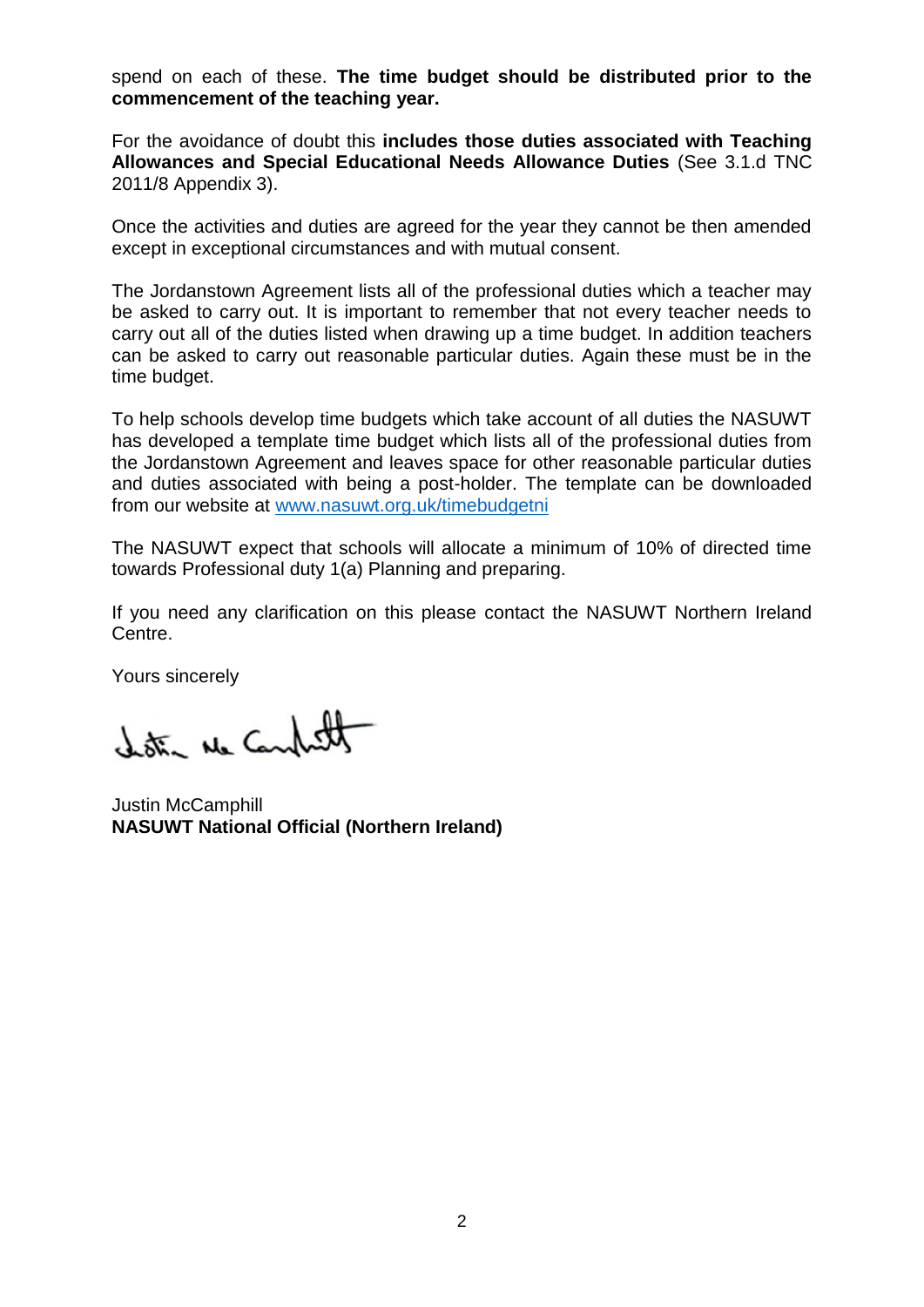spend on each of these. **The time budget should be distributed prior to the commencement of the teaching year.**

For the avoidance of doubt this **includes those duties associated with Teaching Allowances and Special Educational Needs Allowance Duties** (See 3.1.d TNC 2011/8 Appendix 3).

Once the activities and duties are agreed for the year they cannot be then amended except in exceptional circumstances and with mutual consent.

The Jordanstown Agreement lists all of the professional duties which a teacher may be asked to carry out. It is important to remember that not every teacher needs to carry out all of the duties listed when drawing up a time budget. In addition teachers can be asked to carry out reasonable particular duties. Again these must be in the time budget.

To help schools develop time budgets which take account of all duties the NASUWT has developed a template time budget which lists all of the professional duties from the Jordanstown Agreement and leaves space for other reasonable particular duties and duties associated with being a post-holder. The template can be downloaded from our website at [www.nasuwt.org.uk/timebudgetni](http://www.nasuwt.org.uk/timebudgetni)

The NASUWT expect that schools will allocate a minimum of 10% of directed time towards Professional duty 1(a) Planning and preparing.

If you need any clarification on this please contact the NASUWT Northern Ireland Centre.

Yours sincerely

Justin McCamphill
**NASUWT National Official (Northern Ireland)**